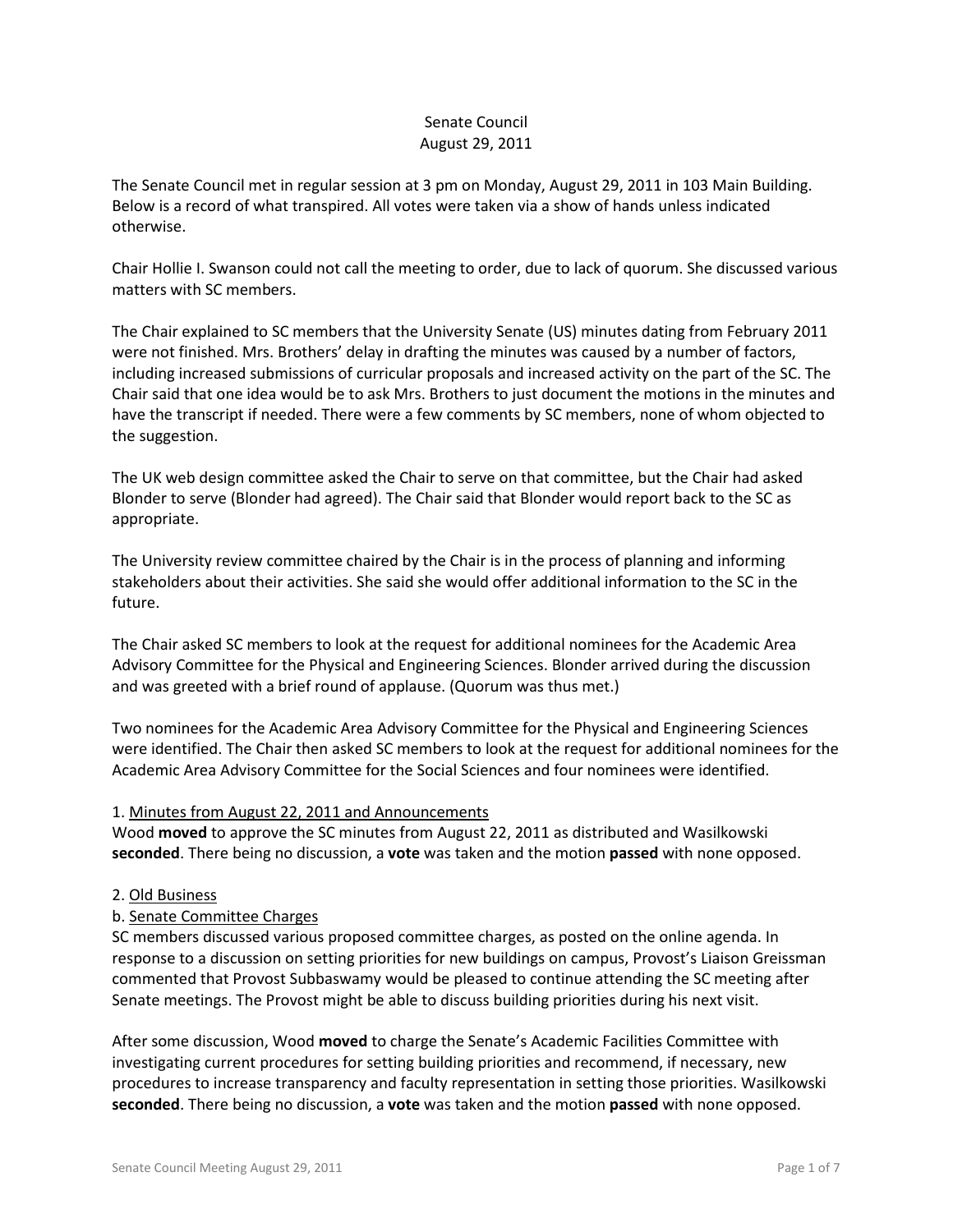# Senate Council
# August 29, 2011

The Senate Council met in regular session at 3 pm on Monday, August 29, 2011 in 103 Main Building. Below is a record of what transpired. All votes were taken via a show of hands unless indicated otherwise.

Chair Hollie I. Swanson could not call the meeting to order, due to lack of quorum. She discussed various matters with SC members.

The Chair explained to SC members that the University Senate (US) minutes dating from February 2011 were not finished. Mrs. Brothers' delay in drafting the minutes was caused by a number of factors, including increased submissions of curricular proposals and increased activity on the part of the SC. The Chair said that one idea would be to ask Mrs. Brothers to just document the motions in the minutes and have the transcript if needed. There were a few comments by SC members, none of whom objected to the suggestion.

The UK web design committee asked the Chair to serve on that committee, but the Chair had asked Blonder to serve (Blonder had agreed). The Chair said that Blonder would report back to the SC as appropriate.

The University review committee chaired by the Chair is in the process of planning and informing stakeholders about their activities. She said she would offer additional information to the SC in the future.

The Chair asked SC members to look at the request for additional nominees for the Academic Area Advisory Committee for the Physical and Engineering Sciences. Blonder arrived during the discussion and was greeted with a brief round of applause. (Quorum was thus met.)

Two nominees for the Academic Area Advisory Committee for the Physical and Engineering Sciences were identified. The Chair then asked SC members to look at the request for additional nominees for the Academic Area Advisory Committee for the Social Sciences and four nominees were identified.

1. <u>Minutes from August 22, 2011 and Announcements</u>

Wood **moved** to approve the SC minutes from August 22, 2011 as distributed and Wasilkowski **seconded**. There being no discussion, a **vote** was taken and the motion **passed** with none opposed.

2. <u>Old Business</u>

b. <u>Senate Committee Charges</u>

SC members discussed various proposed committee charges, as posted on the online agenda. In response to a discussion on setting priorities for new buildings on campus, Provost's Liaison Greissman commented that Provost Subbaswamy would be pleased to continue attending the SC meeting after Senate meetings. The Provost might be able to discuss building priorities during his next visit.

After some discussion, Wood **moved** to charge the Senate's Academic Facilities Committee with investigating current procedures for setting building priorities and recommend, if necessary, new procedures to increase transparency and faculty representation in setting those priorities. Wasilkowski **seconded**. There being no discussion, a **vote** was taken and the motion **passed** with none opposed.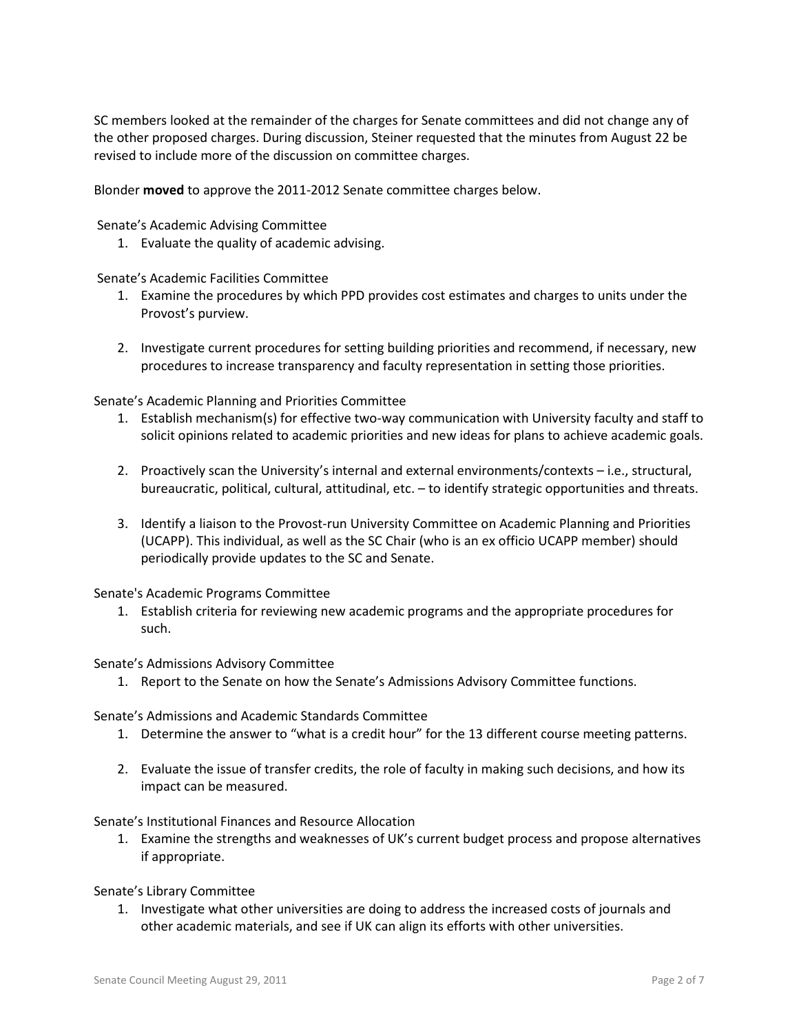SC members looked at the remainder of the charges for Senate committees and did not change any of the other proposed charges. During discussion, Steiner requested that the minutes from August 22 be revised to include more of the discussion on committee charges.

Blonder **moved** to approve the 2011-2012 Senate committee charges below.

Senate's Academic Advising Committee

1. Evaluate the quality of academic advising.

Senate's Academic Facilities Committee

1. Examine the procedures by which PPD provides cost estimates and charges to units under the Provost's purview.

2. Investigate current procedures for setting building priorities and recommend, if necessary, new procedures to increase transparency and faculty representation in setting those priorities.

Senate's Academic Planning and Priorities Committee

1. Establish mechanism(s) for effective two-way communication with University faculty and staff to solicit opinions related to academic priorities and new ideas for plans to achieve academic goals.

2. Proactively scan the University's internal and external environments/contexts – i.e., structural, bureaucratic, political, cultural, attitudinal, etc. – to identify strategic opportunities and threats.

3. Identify a liaison to the Provost-run University Committee on Academic Planning and Priorities (UCAPP). This individual, as well as the SC Chair (who is an ex officio UCAPP member) should periodically provide updates to the SC and Senate.

Senate's Academic Programs Committee

1. Establish criteria for reviewing new academic programs and the appropriate procedures for such.

Senate's Admissions Advisory Committee

1. Report to the Senate on how the Senate's Admissions Advisory Committee functions.

Senate's Admissions and Academic Standards Committee

1. Determine the answer to "what is a credit hour" for the 13 different course meeting patterns.

2. Evaluate the issue of transfer credits, the role of faculty in making such decisions, and how its impact can be measured.

Senate's Institutional Finances and Resource Allocation

1. Examine the strengths and weaknesses of UK's current budget process and propose alternatives if appropriate.

Senate's Library Committee

1. Investigate what other universities are doing to address the increased costs of journals and other academic materials, and see if UK can align its efforts with other universities.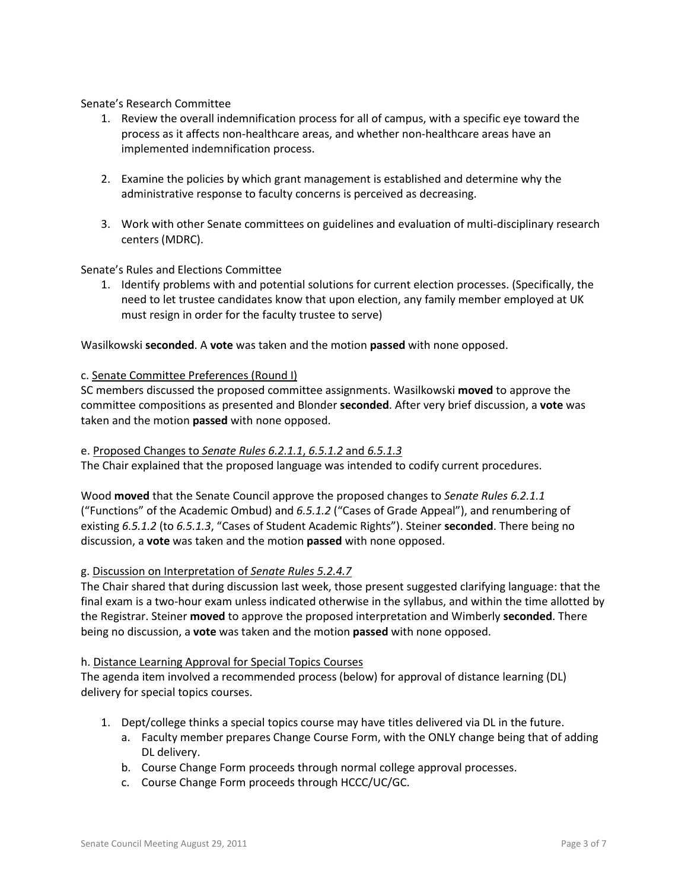Senate's Research Committee

1. Review the overall indemnification process for all of campus, with a specific eye toward the process as it affects non-healthcare areas, and whether non-healthcare areas have an implemented indemnification process.

2. Examine the policies by which grant management is established and determine why the administrative response to faculty concerns is perceived as decreasing.

3. Work with other Senate committees on guidelines and evaluation of multi-disciplinary research centers (MDRC).

Senate's Rules and Elections Committee

1. Identify problems with and potential solutions for current election processes. (Specifically, the need to let trustee candidates know that upon election, any family member employed at UK must resign in order for the faculty trustee to serve)

Wasilkowski **seconded**. A **vote** was taken and the motion **passed** with none opposed.

c. <u>Senate Committee Preferences (Round I)</u>
SC members discussed the proposed committee assignments. Wasilkowski **moved** to approve the committee compositions as presented and Blonder **seconded**. After very brief discussion, a **vote** was taken and the motion **passed** with none opposed.

e. <u>Proposed Changes to *Senate Rules 6.2.1.1*, *6.5.1.2* and *6.5.1.3*</u>
The Chair explained that the proposed language was intended to codify current procedures.

Wood **moved** that the Senate Council approve the proposed changes to *Senate Rules 6.2.1.1* ("Functions" of the Academic Ombud) and *6.5.1.2* ("Cases of Grade Appeal"), and renumbering of existing *6.5.1.2* (to *6.5.1.3*, "Cases of Student Academic Rights"). Steiner **seconded**. There being no discussion, a **vote** was taken and the motion **passed** with none opposed.

g. <u>Discussion on Interpretation of *Senate Rules 5.2.4.7*</u>
The Chair shared that during discussion last week, those present suggested clarifying language: that the final exam is a two-hour exam unless indicated otherwise in the syllabus, and within the time allotted by the Registrar. Steiner **moved** to approve the proposed interpretation and Wimberly **seconded**. There being no discussion, a **vote** was taken and the motion **passed** with none opposed.

h. <u>Distance Learning Approval for Special Topics Courses</u>
The agenda item involved a recommended process (below) for approval of distance learning (DL) delivery for special topics courses.

1. Dept/college thinks a special topics course may have titles delivered via DL in the future.
   a. Faculty member prepares Change Course Form, with the ONLY change being that of adding DL delivery.
   b. Course Change Form proceeds through normal college approval processes.
   c. Course Change Form proceeds through HCCC/UC/GC.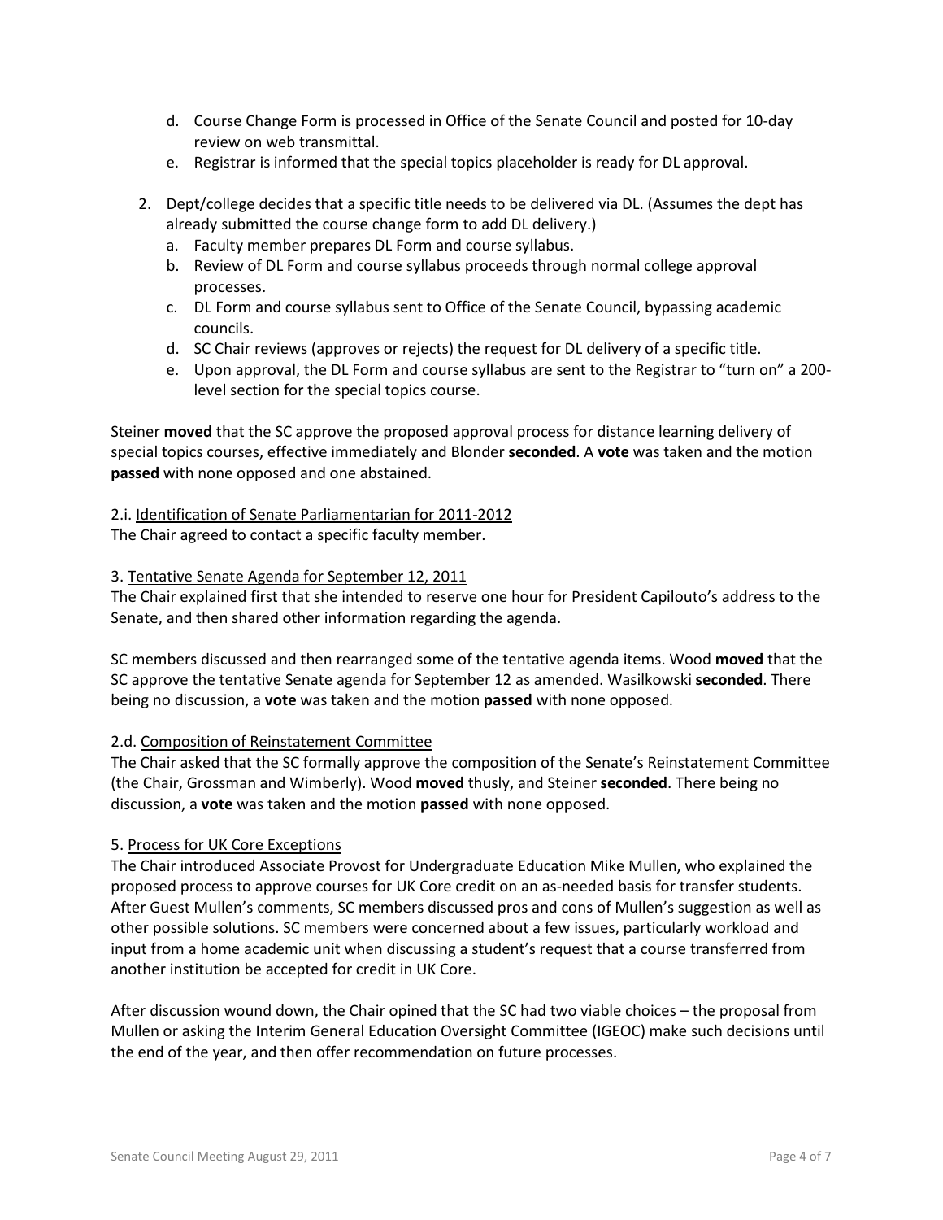d. Course Change Form is processed in Office of the Senate Council and posted for 10-day review on web transmittal.
   e. Registrar is informed that the special topics placeholder is ready for DL approval.

2. Dept/college decides that a specific title needs to be delivered via DL. (Assumes the dept has already submitted the course change form to add DL delivery.)
   a. Faculty member prepares DL Form and course syllabus.
   b. Review of DL Form and course syllabus proceeds through normal college approval processes.
   c. DL Form and course syllabus sent to Office of the Senate Council, bypassing academic councils.
   d. SC Chair reviews (approves or rejects) the request for DL delivery of a specific title.
   e. Upon approval, the DL Form and course syllabus are sent to the Registrar to "turn on" a 200-level section for the special topics course.

Steiner **moved** that the SC approve the proposed approval process for distance learning delivery of special topics courses, effective immediately and Blonder **seconded**. A **vote** was taken and the motion **passed** with none opposed and one abstained.

2.i. Identification of Senate Parliamentarian for 2011-2012
The Chair agreed to contact a specific faculty member.

3. Tentative Senate Agenda for September 12, 2011
The Chair explained first that she intended to reserve one hour for President Capilouto's address to the Senate, and then shared other information regarding the agenda.

SC members discussed and then rearranged some of the tentative agenda items. Wood **moved** that the SC approve the tentative Senate agenda for September 12 as amended. Wasilkowski **seconded**. There being no discussion, a **vote** was taken and the motion **passed** with none opposed.

2.d. Composition of Reinstatement Committee
The Chair asked that the SC formally approve the composition of the Senate's Reinstatement Committee (the Chair, Grossman and Wimberly). Wood **moved** thusly, and Steiner **seconded**. There being no discussion, a **vote** was taken and the motion **passed** with none opposed.

5. Process for UK Core Exceptions
The Chair introduced Associate Provost for Undergraduate Education Mike Mullen, who explained the proposed process to approve courses for UK Core credit on an as-needed basis for transfer students. After Guest Mullen's comments, SC members discussed pros and cons of Mullen's suggestion as well as other possible solutions. SC members were concerned about a few issues, particularly workload and input from a home academic unit when discussing a student's request that a course transferred from another institution be accepted for credit in UK Core.

After discussion wound down, the Chair opined that the SC had two viable choices – the proposal from Mullen or asking the Interim General Education Oversight Committee (IGEOC) make such decisions until the end of the year, and then offer recommendation on future processes.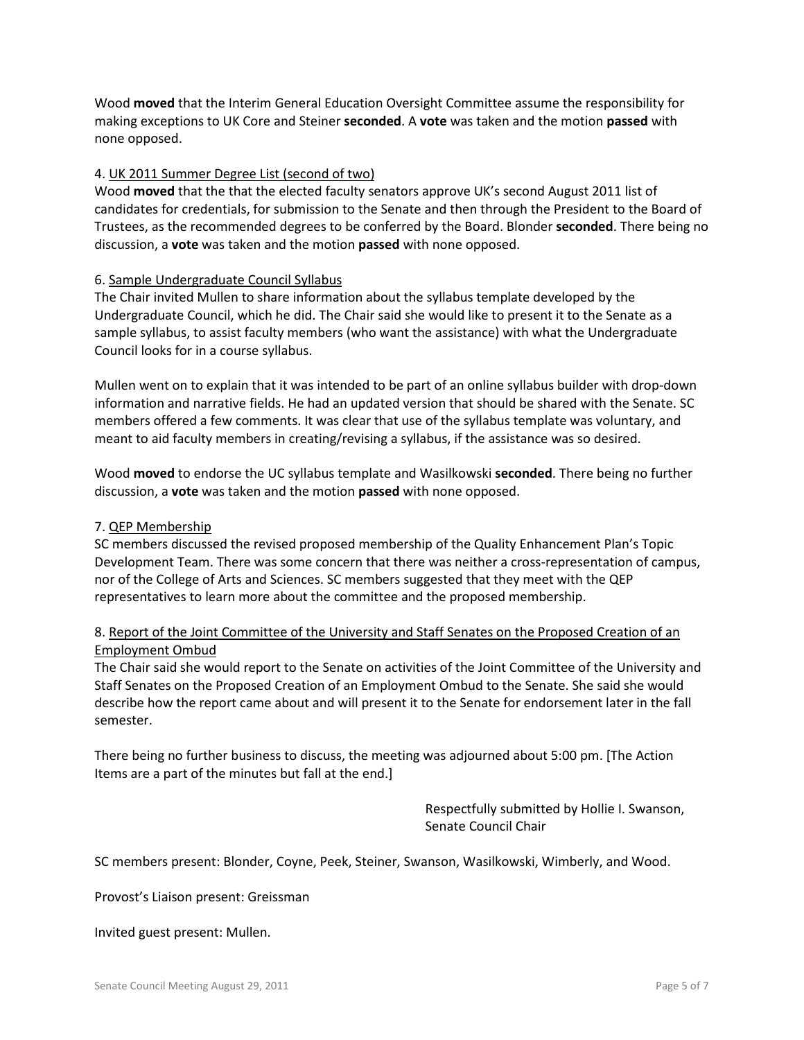Wood **moved** that the Interim General Education Oversight Committee assume the responsibility for making exceptions to UK Core and Steiner **seconded**. A **vote** was taken and the motion **passed** with none opposed.

4. UK 2011 Summer Degree List (second of two)

Wood **moved** that the that the elected faculty senators approve UK's second August 2011 list of candidates for credentials, for submission to the Senate and then through the President to the Board of Trustees, as the recommended degrees to be conferred by the Board. Blonder **seconded**. There being no discussion, a **vote** was taken and the motion **passed** with none opposed.

6. Sample Undergraduate Council Syllabus

The Chair invited Mullen to share information about the syllabus template developed by the Undergraduate Council, which he did. The Chair said she would like to present it to the Senate as a sample syllabus, to assist faculty members (who want the assistance) with what the Undergraduate Council looks for in a course syllabus.

Mullen went on to explain that it was intended to be part of an online syllabus builder with drop-down information and narrative fields. He had an updated version that should be shared with the Senate. SC members offered a few comments. It was clear that use of the syllabus template was voluntary, and meant to aid faculty members in creating/revising a syllabus, if the assistance was so desired.

Wood **moved** to endorse the UC syllabus template and Wasilkowski **seconded**. There being no further discussion, a **vote** was taken and the motion **passed** with none opposed.

7. QEP Membership

SC members discussed the revised proposed membership of the Quality Enhancement Plan's Topic Development Team. There was some concern that there was neither a cross-representation of campus, nor of the College of Arts and Sciences. SC members suggested that they meet with the QEP representatives to learn more about the committee and the proposed membership.

8. Report of the Joint Committee of the University and Staff Senates on the Proposed Creation of an Employment Ombud

The Chair said she would report to the Senate on activities of the Joint Committee of the University and Staff Senates on the Proposed Creation of an Employment Ombud to the Senate. She said she would describe how the report came about and will present it to the Senate for endorsement later in the fall semester.

There being no further business to discuss, the meeting was adjourned about 5:00 pm. [The Action Items are a part of the minutes but fall at the end.]

Respectfully submitted by Hollie I. Swanson,
Senate Council Chair

SC members present: Blonder, Coyne, Peek, Steiner, Swanson, Wasilkowski, Wimberly, and Wood.

Provost's Liaison present: Greissman

Invited guest present: Mullen.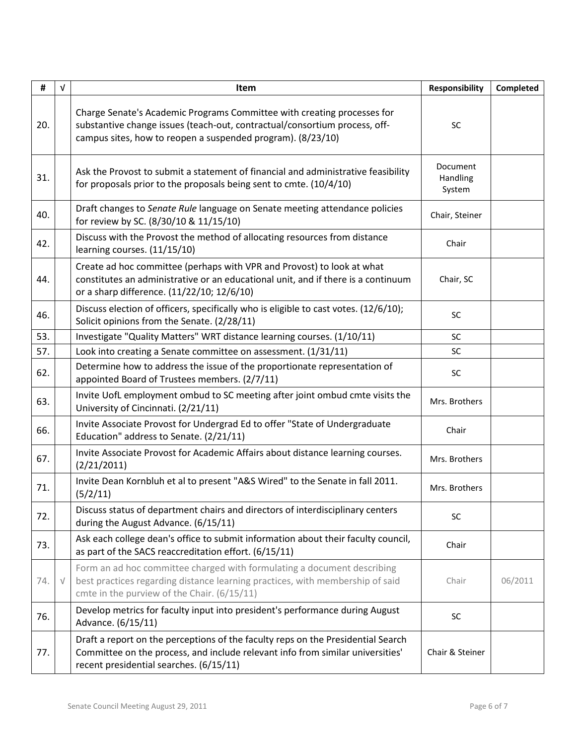| # | √ | Item | Responsibility | Completed |
|---|---|---|---|---|
| 20. | | Charge Senate's Academic Programs Committee with creating processes for substantive change issues (teach-out, contractual/consortium process, off-campus sites, how to reopen a suspended program). (8/23/10) | SC | |
| 31. | | Ask the Provost to submit a statement of financial and administrative feasibility for proposals prior to the proposals being sent to cmte. (10/4/10) | Document Handling System | |
| 40. | | Draft changes to *Senate Rule* language on Senate meeting attendance policies for review by SC. (8/30/10 & 11/15/10) | Chair, Steiner | |
| 42. | | Discuss with the Provost the method of allocating resources from distance learning courses. (11/15/10) | Chair | |
| 44. | | Create ad hoc committee (perhaps with VPR and Provost) to look at what constitutes an administrative or an educational unit, and if there is a continuum or a sharp difference. (11/22/10; 12/6/10) | Chair, SC | |
| 46. | | Discuss election of officers, specifically who is eligible to cast votes. (12/6/10); Solicit opinions from the Senate. (2/28/11) | SC | |
| 53. | | Investigate "Quality Matters" WRT distance learning courses. (1/10/11) | SC | |
| 57. | | Look into creating a Senate committee on assessment. (1/31/11) | SC | |
| 62. | | Determine how to address the issue of the proportionate representation of appointed Board of Trustees members. (2/7/11) | SC | |
| 63. | | Invite UofL employment ombud to SC meeting after joint ombud cmte visits the University of Cincinnati. (2/21/11) | Mrs. Brothers | |
| 66. | | Invite Associate Provost for Undergrad Ed to offer "State of Undergraduate Education" address to Senate. (2/21/11) | Chair | |
| 67. | | Invite Associate Provost for Academic Affairs about distance learning courses. (2/21/2011) | Mrs. Brothers | |
| 71. | | Invite Dean Kornbluh et al to present "A&S Wired" to the Senate in fall 2011. (5/2/11) | Mrs. Brothers | |
| 72. | | Discuss status of department chairs and directors of interdisciplinary centers during the August Advance. (6/15/11) | SC | |
| 73. | | Ask each college dean's office to submit information about their faculty council, as part of the SACS reaccreditation effort. (6/15/11) | Chair | |
| 74. | √ | Form an ad hoc committee charged with formulating a document describing best practices regarding distance learning practices, with membership of said cmte in the purview of the Chair. (6/15/11) | Chair | 06/2011 |
| 76. | | Develop metrics for faculty input into president's performance during August Advance. (6/15/11) | SC | |
| 77. | | Draft a report on the perceptions of the faculty reps on the Presidential Search Committee on the process, and include relevant info from similar universities' recent presidential searches. (6/15/11) | Chair & Steiner | |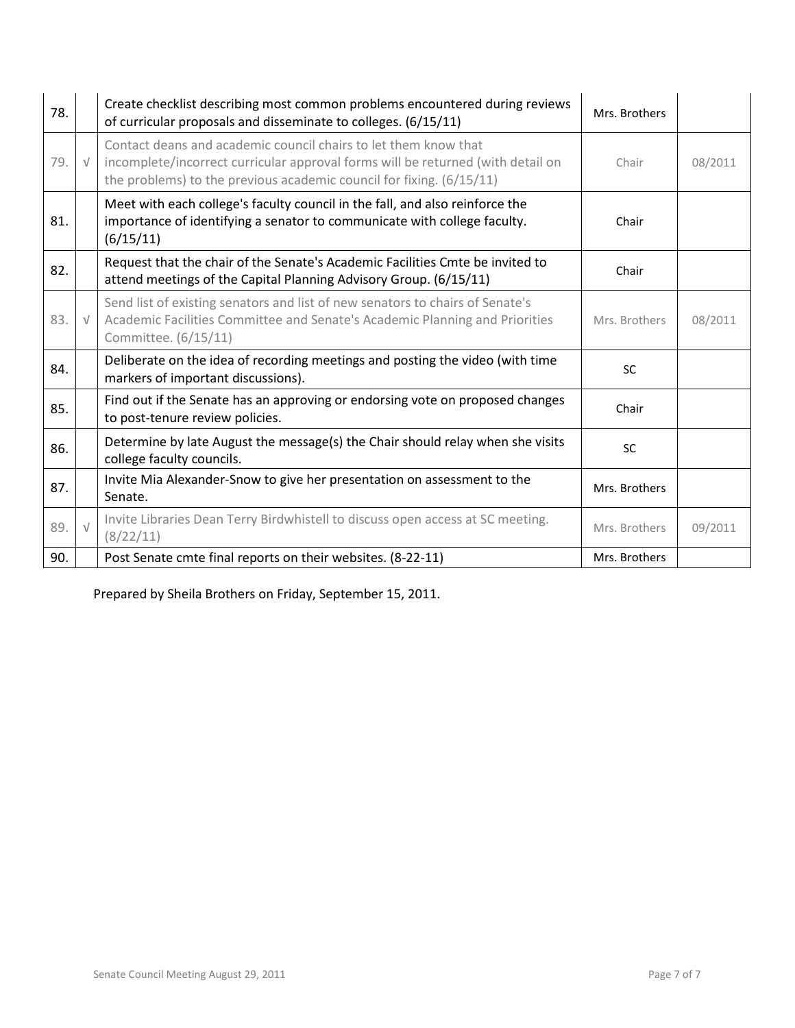| | | | | |
|---|---|---|---|---|
| 78. | | Create checklist describing most common problems encountered during reviews of curricular proposals and disseminate to colleges. (6/15/11) | Mrs. Brothers | |
| 79. | √ | Contact deans and academic council chairs to let them know that incomplete/incorrect curricular approval forms will be returned (with detail on the problems) to the previous academic council for fixing. (6/15/11) | Chair | 08/2011 |
| 81. | | Meet with each college's faculty council in the fall, and also reinforce the importance of identifying a senator to communicate with college faculty. (6/15/11) | Chair | |
| 82. | | Request that the chair of the Senate's Academic Facilities Cmte be invited to attend meetings of the Capital Planning Advisory Group. (6/15/11) | Chair | |
| 83. | √ | Send list of existing senators and list of new senators to chairs of Senate's Academic Facilities Committee and Senate's Academic Planning and Priorities Committee. (6/15/11) | Mrs. Brothers | 08/2011 |
| 84. | | Deliberate on the idea of recording meetings and posting the video (with time markers of important discussions). | SC | |
| 85. | | Find out if the Senate has an approving or endorsing vote on proposed changes to post-tenure review policies. | Chair | |
| 86. | | Determine by late August the message(s) the Chair should relay when she visits college faculty councils. | SC | |
| 87. | | Invite Mia Alexander-Snow to give her presentation on assessment to the Senate. | Mrs. Brothers | |
| 89. | √ | Invite Libraries Dean Terry Birdwhistell to discuss open access at SC meeting. (8/22/11) | Mrs. Brothers | 09/2011 |
| 90. | | Post Senate cmte final reports on their websites. (8-22-11) | Mrs. Brothers | |

Prepared by Sheila Brothers on Friday, September 15, 2011.